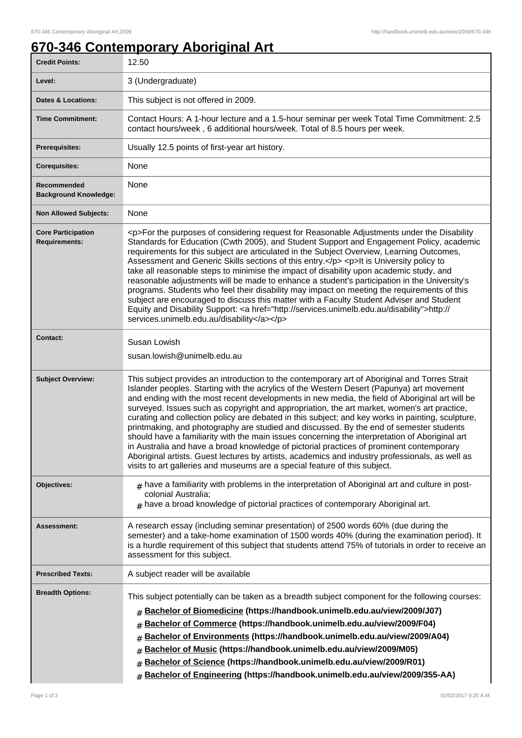# 670-346 Contemporary Aboriginal Art

| | |
|---|---|
| **Credit Points:** | 12.50 |
| **Level:** | 3 (Undergraduate) |
| **Dates & Locations:** | This subject is not offered in 2009. |
| **Time Commitment:** | Contact Hours: A 1-hour lecture and a 1.5-hour seminar per week Total Time Commitment: 2.5 contact hours/week , 6 additional hours/week. Total of 8.5 hours per week. |
| **Prerequisites:** | Usually 12.5 points of first-year art history. |
| **Corequisites:** | None |
| **Recommended Background Knowledge:** | None |
| **Non Allowed Subjects:** | None |
| **Core Participation Requirements:** | <p>For the purposes of considering request for Reasonable Adjustments under the Disability Standards for Education (Cwth 2005), and Student Support and Engagement Policy, academic requirements for this subject are articulated in the Subject Overview, Learning Outcomes, Assessment and Generic Skills sections of this entry.</p> <p>It is University policy to take all reasonable steps to minimise the impact of disability upon academic study, and reasonable adjustments will be made to enhance a student's participation in the University's programs. Students who feel their disability may impact on meeting the requirements of this subject are encouraged to discuss this matter with a Faculty Student Adviser and Student Equity and Disability Support: <a href="http://services.unimelb.edu.au/disability">http://services.unimelb.edu.au/disability</a></p> |
| **Contact:** | Susan Lowish<br>susan.lowish@unimelb.edu.au |
| **Subject Overview:** | This subject provides an introduction to the contemporary art of Aboriginal and Torres Strait Islander peoples. Starting with the acrylics of the Western Desert (Papunya) art movement and ending with the most recent developments in new media, the field of Aboriginal art will be surveyed. Issues such as copyright and appropriation, the art market, women's art practice, curating and collection policy are debated in this subject; and key works in painting, sculpture, printmaking, and photography are studied and discussed. By the end of semester students should have a familiarity with the main issues concerning the interpretation of Aboriginal art in Australia and have a broad knowledge of pictorial practices of prominent contemporary Aboriginal artists. Guest lectures by artists, academics and industry professionals, as well as visits to art galleries and museums are a special feature of this subject. |
| **Objectives:** | # have a familiarity with problems in the interpretation of Aboriginal art and culture in post-colonial Australia;<br># have a broad knowledge of pictorial practices of contemporary Aboriginal art. |
| **Assessment:** | A research essay (including seminar presentation) of 2500 words 60% (due during the semester) and a take-home examination of 1500 words 40% (during the examination period). It is a hurdle requirement of this subject that students attend 75% of tutorials in order to receive an assessment for this subject. |
| **Prescribed Texts:** | A subject reader will be available |
| **Breadth Options:** | This subject potentially can be taken as a breadth subject component for the following courses:<br># **Bachelor of Biomedicine (https://handbook.unimelb.edu.au/view/2009/J07)**<br># **Bachelor of Commerce (https://handbook.unimelb.edu.au/view/2009/F04)**<br># **Bachelor of Environments (https://handbook.unimelb.edu.au/view/2009/A04)**<br># **Bachelor of Music (https://handbook.unimelb.edu.au/view/2009/M05)**<br># **Bachelor of Science (https://handbook.unimelb.edu.au/view/2009/R01)**<br># **Bachelor of Engineering (https://handbook.unimelb.edu.au/view/2009/355-AA)** |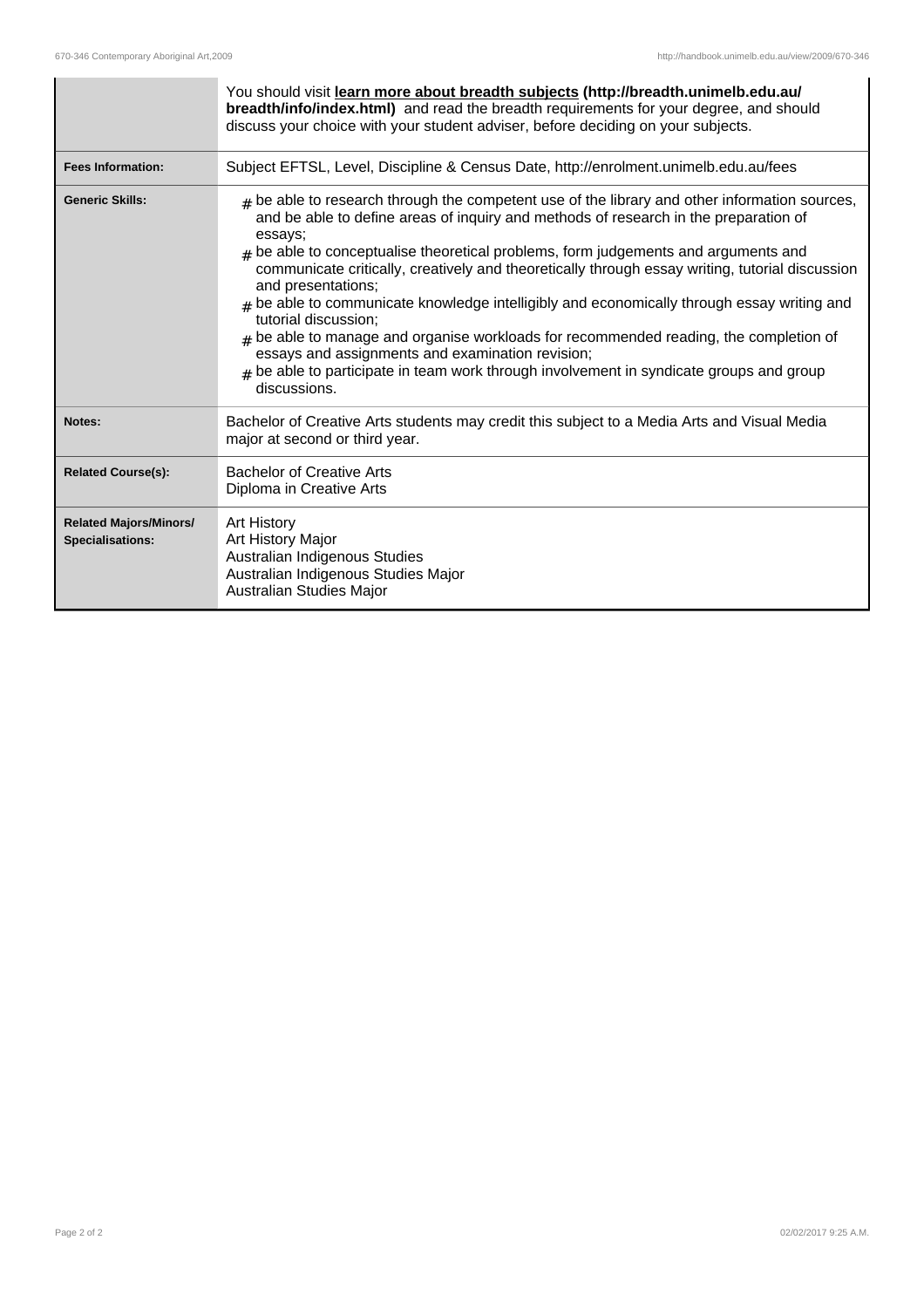| | |
|---|---|
| | You should visit **learn more about breadth subjects (http://breadth.unimelb.edu.au/breadth/info/index.html)** and read the breadth requirements for your degree, and should discuss your choice with your student adviser, before deciding on your subjects. |
| **Fees Information:** | Subject EFTSL, Level, Discipline & Census Date, http://enrolment.unimelb.edu.au/fees |
| **Generic Skills:** | # be able to research through the competent use of the library and other information sources, and be able to define areas of inquiry and methods of research in the preparation of essays;<br># be able to conceptualise theoretical problems, form judgements and arguments and communicate critically, creatively and theoretically through essay writing, tutorial discussion and presentations;<br># be able to communicate knowledge intelligibly and economically through essay writing and tutorial discussion;<br># be able to manage and organise workloads for recommended reading, the completion of essays and assignments and examination revision;<br># be able to participate in team work through involvement in syndicate groups and group discussions. |
| **Notes:** | Bachelor of Creative Arts students may credit this subject to a Media Arts and Visual Media major at second or third year. |
| **Related Course(s):** | Bachelor of Creative Arts<br>Diploma in Creative Arts |
| **Related Majors/Minors/ Specialisations:** | Art History<br>Art History Major<br>Australian Indigenous Studies<br>Australian Indigenous Studies Major<br>Australian Studies Major |